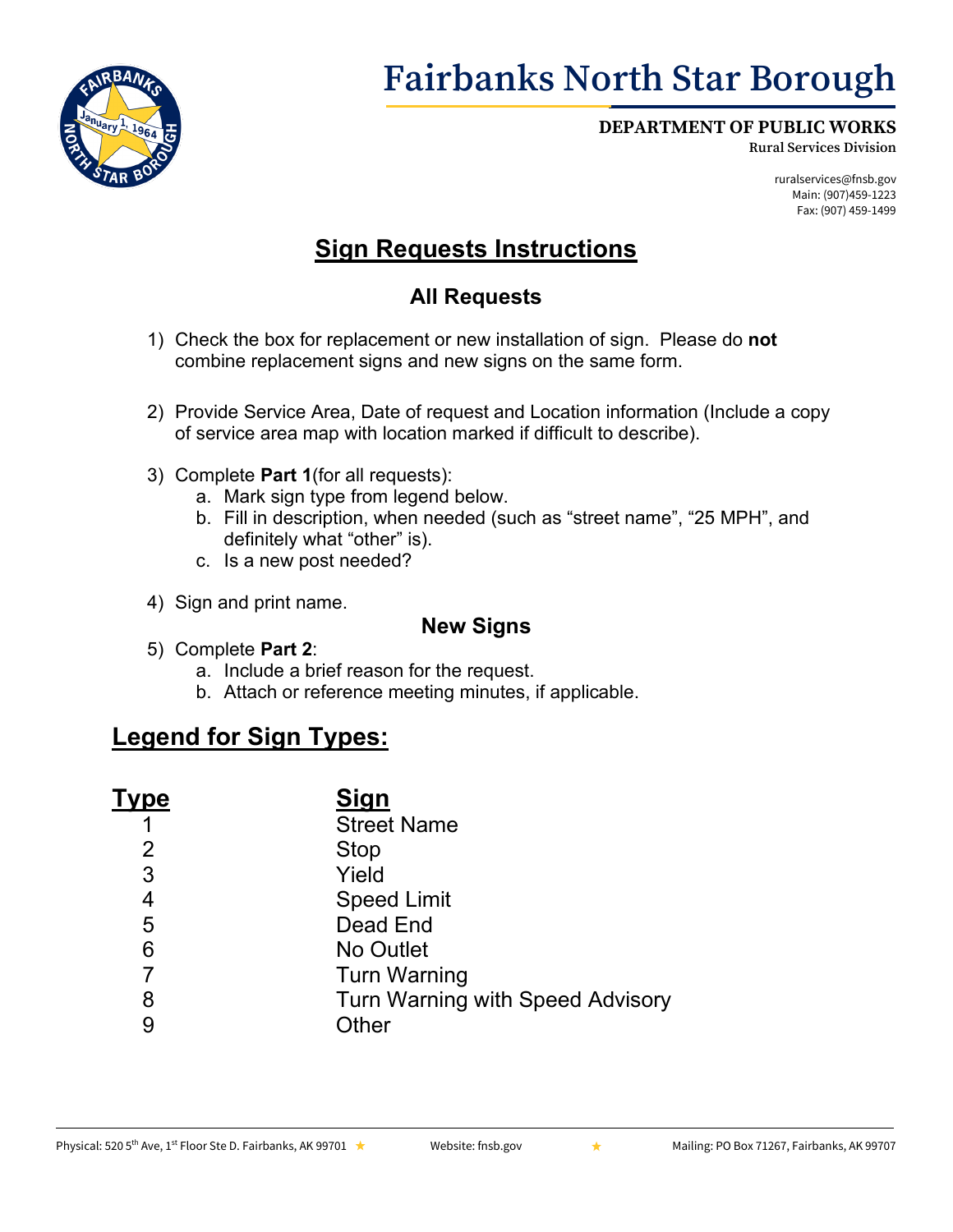# Fairbanks North Star Borough

**DEPARTMENT OF PUBLIC WORKS**
Rural Services Division

ruralservices@fnsb.gov
Main: (907)459-1223
Fax: (907) 459-1499

## Sign Requests Instructions

### All Requests

1) Check the box for replacement or new installation of sign. Please do **not** combine replacement signs and new signs on the same form.

2) Provide Service Area, Date of request and Location information (Include a copy of service area map with location marked if difficult to describe).

3) Complete **Part 1**(for all requests):
   a. Mark sign type from legend below.
   b. Fill in description, when needed (such as "street name", "25 MPH", and definitely what "other" is).
   c. Is a new post needed?

4) Sign and print name.

### New Signs

5) Complete **Part 2**:
   a. Include a brief reason for the request.
   b. Attach or reference meeting minutes, if applicable.

## Legend for Sign Types:

| Type | Sign |
|---|---|
| 1 | Street Name |
| 2 | Stop |
| 3 | Yield |
| 4 | Speed Limit |
| 5 | Dead End |
| 6 | No Outlet |
| 7 | Turn Warning |
| 8 | Turn Warning with Speed Advisory |
| 9 | Other |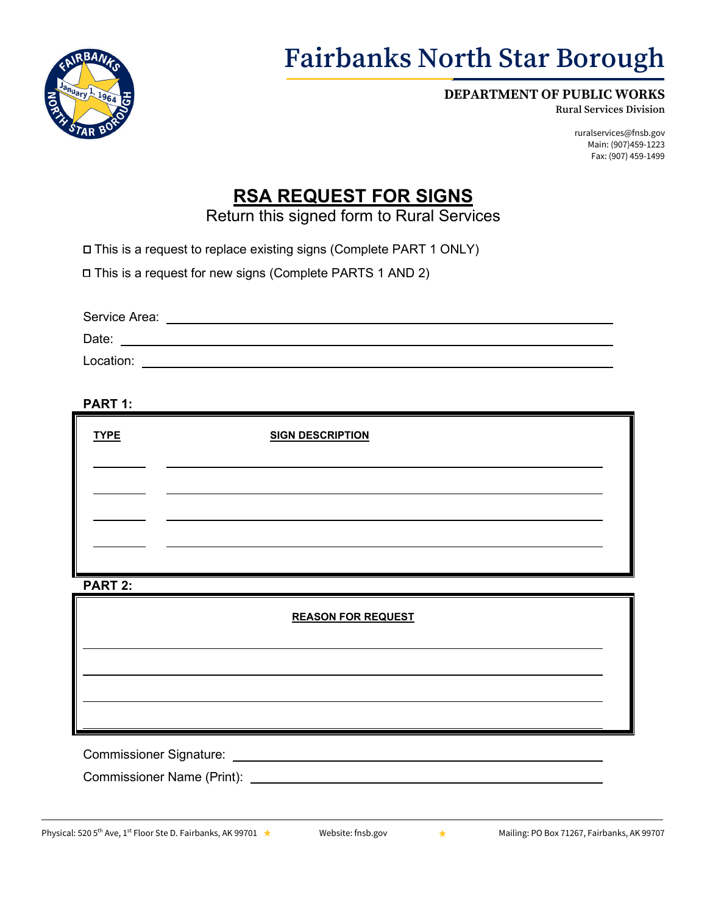# Fairbanks North Star Borough

**DEPARTMENT OF PUBLIC WORKS**
**Rural Services Division**

ruralservices@fnsb.gov
Main: (907)459-1223
Fax: (907) 459-1499

## RSA REQUEST FOR SIGNS

Return this signed form to Rural Services

☐ This is a request to replace existing signs (Complete PART 1 ONLY)

☐ This is a request for new signs (Complete PARTS 1 AND 2)

Service Area: ______________________________

Date: ______________________________

Location: ______________________________

**PART 1:**

| TYPE | SIGN DESCRIPTION |
|---|---|
| | |
| | |
| | |
| | |

**PART 2:**

**REASON FOR REQUEST**

______________________________

______________________________

______________________________

______________________________

Commissioner Signature: ______________________________

Commissioner Name (Print): ______________________________

Physical: 520 5th Ave, 1st Floor Ste D. Fairbanks, AK 99701 ★ Website: fnsb.gov ★ Mailing: PO Box 71267, Fairbanks, AK 99707